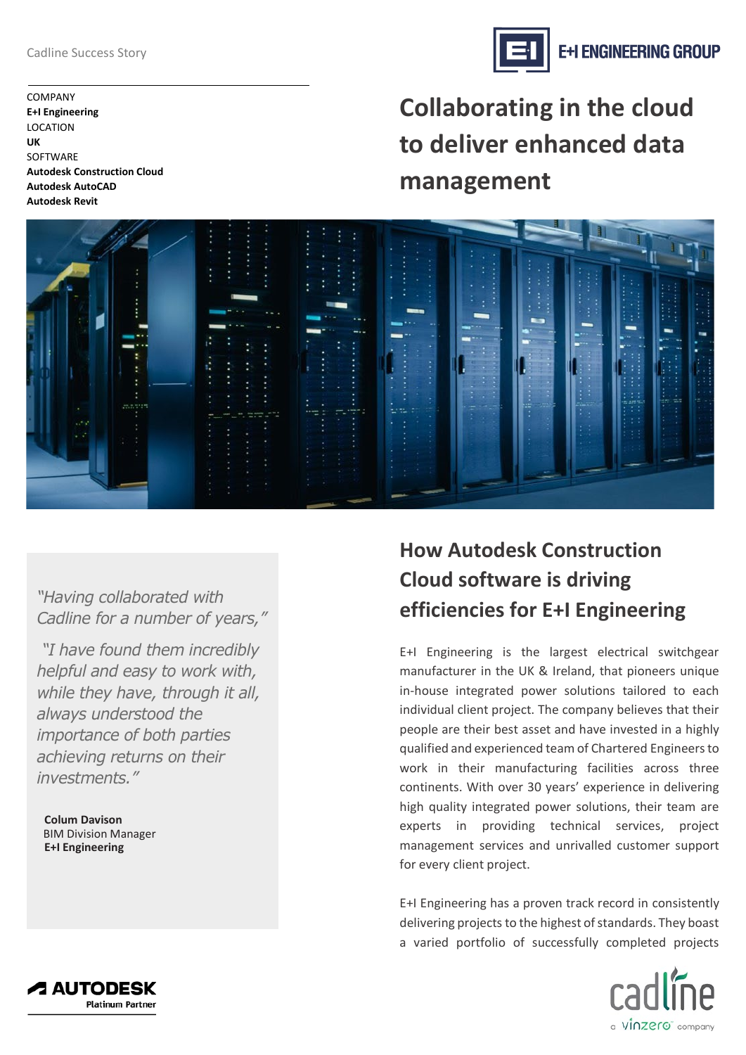Cadline Success Story

COMPANY
**E+I Engineering**
LOCATION
**UK**
SOFTWARE
**Autodesk Construction Cloud**
**Autodesk AutoCAD**
**Autodesk Revit**

# Collaborating in the cloud to deliver enhanced data management

*"Having collaborated with Cadline for a number of years,"*

*"I have found them incredibly helpful and easy to work with, while they have, through it all, always understood the importance of both parties achieving returns on their investments."*

**Colum Davison**
BIM Division Manager
**E+I Engineering**

## How Autodesk Construction Cloud software is driving efficiencies for E+I Engineering

E+I Engineering is the largest electrical switchgear manufacturer in the UK & Ireland, that pioneers unique in-house integrated power solutions tailored to each individual client project. The company believes that their people are their best asset and have invested in a highly qualified and experienced team of Chartered Engineers to work in their manufacturing facilities across three continents. With over 30 years' experience in delivering high quality integrated power solutions, their team are experts in providing technical services, project management services and unrivalled customer support for every client project.

E+I Engineering has a proven track record in consistently delivering projects to the highest of standards. They boast a varied portfolio of successfully completed projects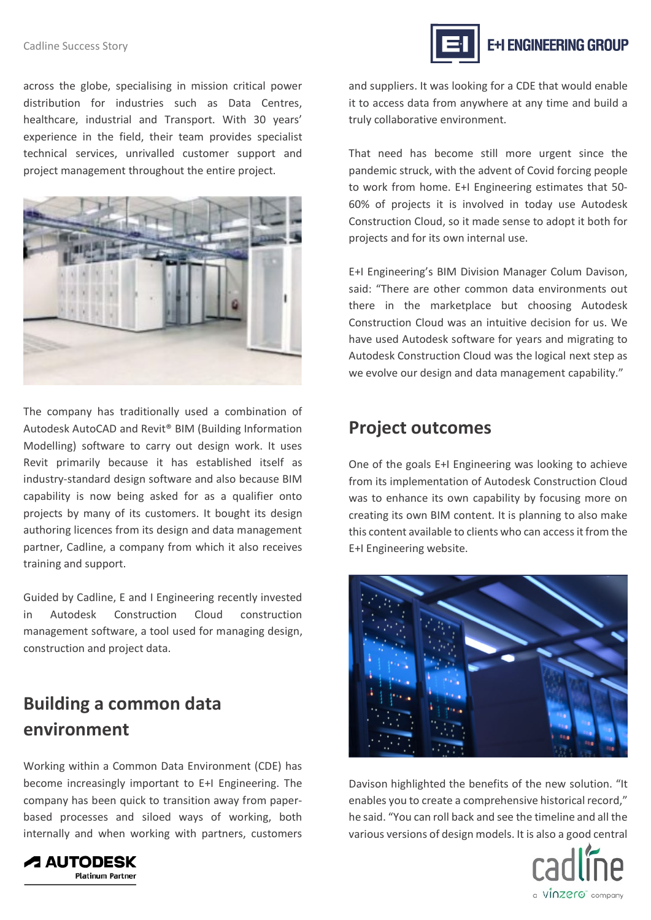across the globe, specialising in mission critical power distribution for industries such as Data Centres, healthcare, industrial and Transport. With 30 years' experience in the field, their team provides specialist technical services, unrivalled customer support and project management throughout the entire project.

The company has traditionally used a combination of Autodesk AutoCAD and Revit® BIM (Building Information Modelling) software to carry out design work. It uses Revit primarily because it has established itself as industry-standard design software and also because BIM capability is now being asked for as a qualifier onto projects by many of its customers. It bought its design authoring licences from its design and data management partner, Cadline, a company from which it also receives training and support.

Guided by Cadline, E and I Engineering recently invested in Autodesk Construction Cloud construction management software, a tool used for managing design, construction and project data.

## Building a common data environment

Working within a Common Data Environment (CDE) has become increasingly important to E+I Engineering. The company has been quick to transition away from paper-based processes and siloed ways of working, both internally and when working with partners, customers and suppliers. It was looking for a CDE that would enable it to access data from anywhere at any time and build a truly collaborative environment.

That need has become still more urgent since the pandemic struck, with the advent of Covid forcing people to work from home. E+I Engineering estimates that 50-60% of projects it is involved in today use Autodesk Construction Cloud, so it made sense to adopt it both for projects and for its own internal use.

E+I Engineering's BIM Division Manager Colum Davison, said: "There are other common data environments out there in the marketplace but choosing Autodesk Construction Cloud was an intuitive decision for us. We have used Autodesk software for years and migrating to Autodesk Construction Cloud was the logical next step as we evolve our design and data management capability."

## Project outcomes

One of the goals E+I Engineering was looking to achieve from its implementation of Autodesk Construction Cloud was to enhance its own capability by focusing more on creating its own BIM content. It is planning to also make this content available to clients who can access it from the E+I Engineering website.

Davison highlighted the benefits of the new solution. "It enables you to create a comprehensive historical record," he said. "You can roll back and see the timeline and all the various versions of design models. It is also a good central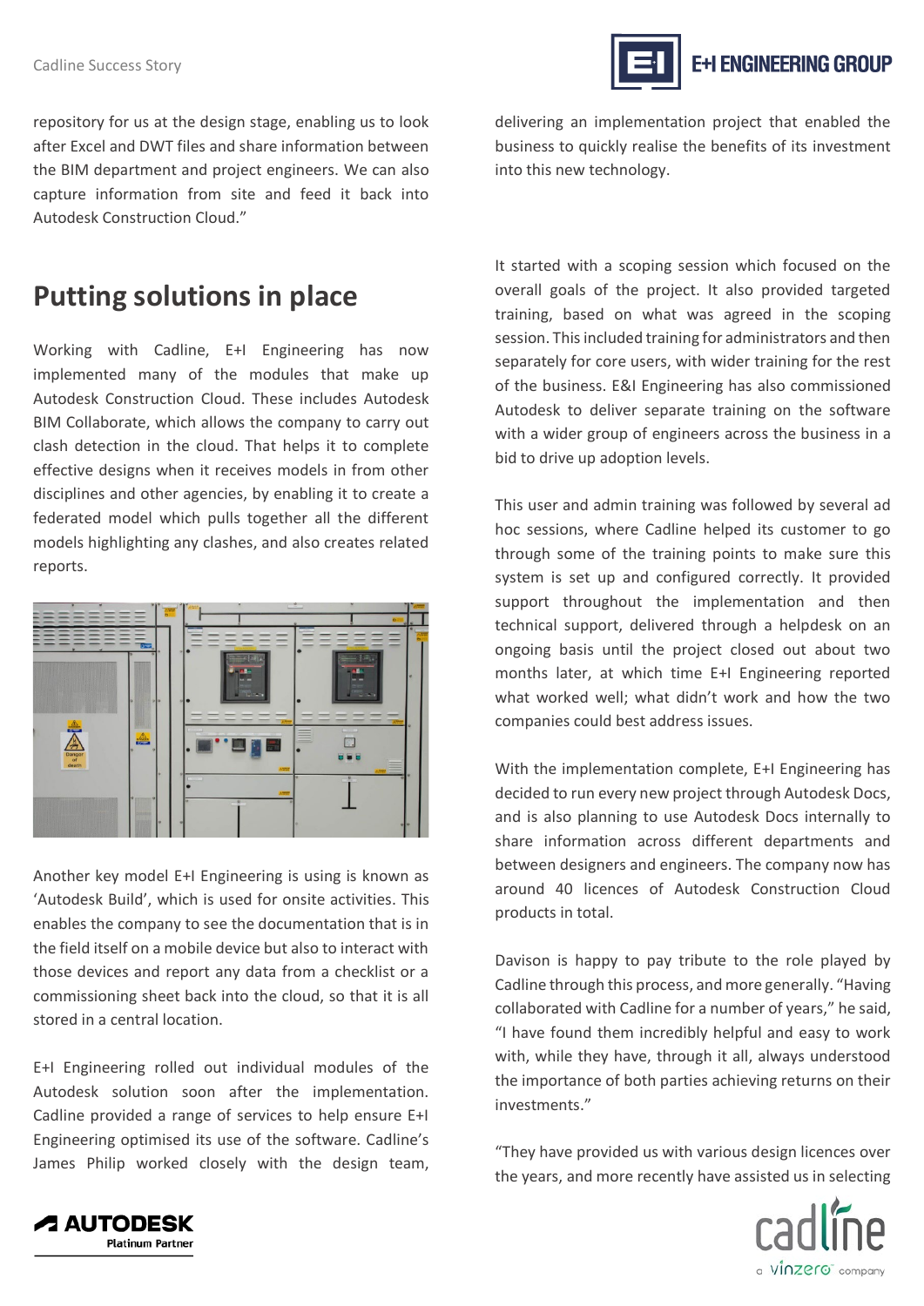repository for us at the design stage, enabling us to look after Excel and DWT files and share information between the BIM department and project engineers. We can also capture information from site and feed it back into Autodesk Construction Cloud."

## Putting solutions in place

Working with Cadline, E+I Engineering has now implemented many of the modules that make up Autodesk Construction Cloud. These includes Autodesk BIM Collaborate, which allows the company to carry out clash detection in the cloud. That helps it to complete effective designs when it receives models in from other disciplines and other agencies, by enabling it to create a federated model which pulls together all the different models highlighting any clashes, and also creates related reports.

Another key model E+I Engineering is using is known as 'Autodesk Build', which is used for onsite activities. This enables the company to see the documentation that is in the field itself on a mobile device but also to interact with those devices and report any data from a checklist or a commissioning sheet back into the cloud, so that it is all stored in a central location.

E+I Engineering rolled out individual modules of the Autodesk solution soon after the implementation. Cadline provided a range of services to help ensure E+I Engineering optimised its use of the software. Cadline's James Philip worked closely with the design team, delivering an implementation project that enabled the business to quickly realise the benefits of its investment into this new technology.

It started with a scoping session which focused on the overall goals of the project. It also provided targeted training, based on what was agreed in the scoping session. This included training for administrators and then separately for core users, with wider training for the rest of the business. E&I Engineering has also commissioned Autodesk to deliver separate training on the software with a wider group of engineers across the business in a bid to drive up adoption levels.

This user and admin training was followed by several ad hoc sessions, where Cadline helped its customer to go through some of the training points to make sure this system is set up and configured correctly. It provided support throughout the implementation and then technical support, delivered through a helpdesk on an ongoing basis until the project closed out about two months later, at which time E+I Engineering reported what worked well; what didn't work and how the two companies could best address issues.

With the implementation complete, E+I Engineering has decided to run every new project through Autodesk Docs, and is also planning to use Autodesk Docs internally to share information across different departments and between designers and engineers. The company now has around 40 licences of Autodesk Construction Cloud products in total.

Davison is happy to pay tribute to the role played by Cadline through this process, and more generally. "Having collaborated with Cadline for a number of years," he said, "I have found them incredibly helpful and easy to work with, while they have, through it all, always understood the importance of both parties achieving returns on their investments."

"They have provided us with various design licences over the years, and more recently have assisted us in selecting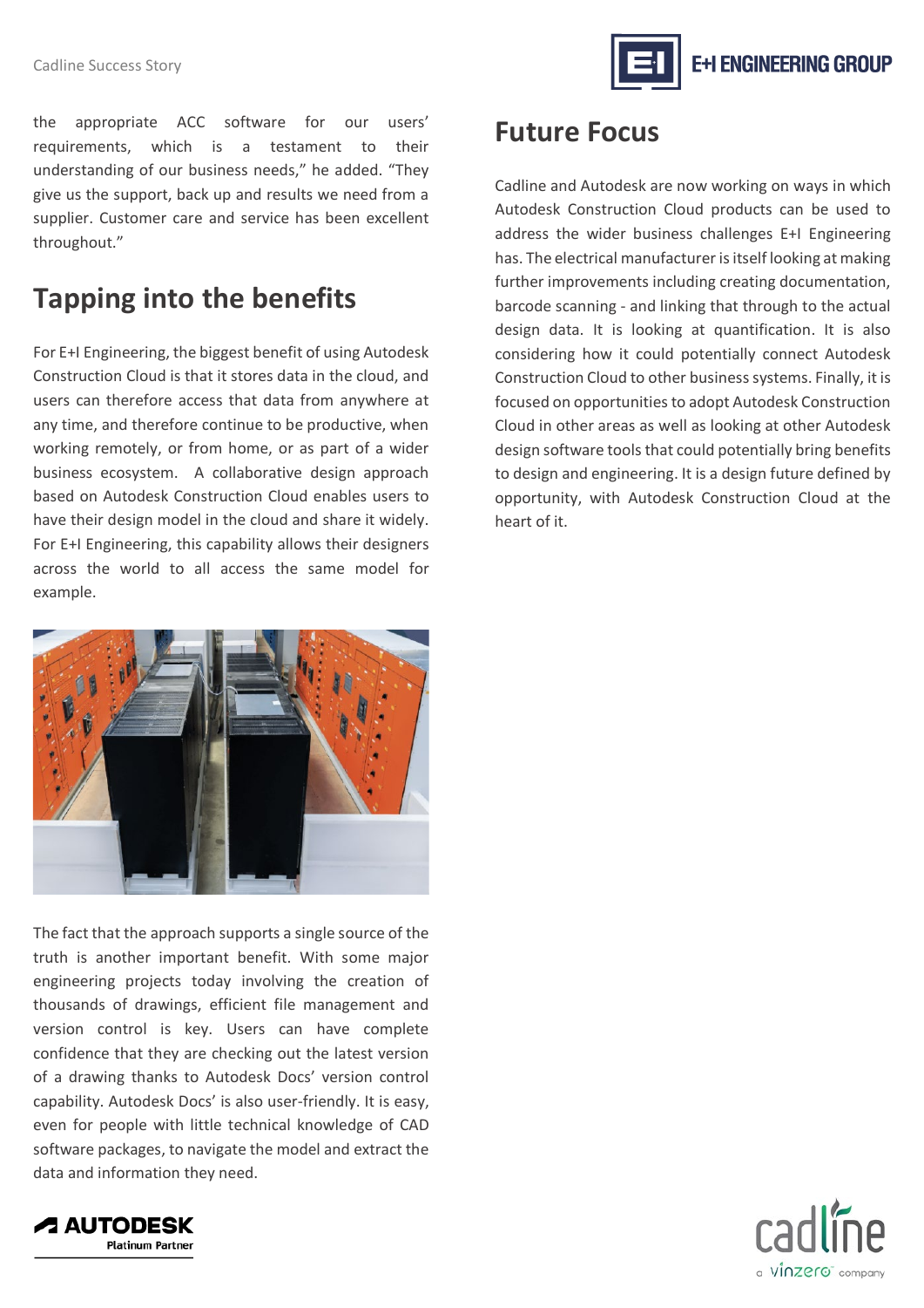the appropriate ACC software for our users' requirements, which is a testament to their understanding of our business needs," he added. "They give us the support, back up and results we need from a supplier. Customer care and service has been excellent throughout."

## Tapping into the benefits

For E+I Engineering, the biggest benefit of using Autodesk Construction Cloud is that it stores data in the cloud, and users can therefore access that data from anywhere at any time, and therefore continue to be productive, when working remotely, or from home, or as part of a wider business ecosystem. A collaborative design approach based on Autodesk Construction Cloud enables users to have their design model in the cloud and share it widely. For E+I Engineering, this capability allows their designers across the world to all access the same model for example.

The fact that the approach supports a single source of the truth is another important benefit. With some major engineering projects today involving the creation of thousands of drawings, efficient file management and version control is key. Users can have complete confidence that they are checking out the latest version of a drawing thanks to Autodesk Docs' version control capability. Autodesk Docs' is also user-friendly. It is easy, even for people with little technical knowledge of CAD software packages, to navigate the model and extract the data and information they need.

## Future Focus

Cadline and Autodesk are now working on ways in which Autodesk Construction Cloud products can be used to address the wider business challenges E+I Engineering has. The electrical manufacturer is itself looking at making further improvements including creating documentation, barcode scanning - and linking that through to the actual design data. It is looking at quantification. It is also considering how it could potentially connect Autodesk Construction Cloud to other business systems. Finally, it is focused on opportunities to adopt Autodesk Construction Cloud in other areas as well as looking at other Autodesk design software tools that could potentially bring benefits to design and engineering. It is a design future defined by opportunity, with Autodesk Construction Cloud at the heart of it.